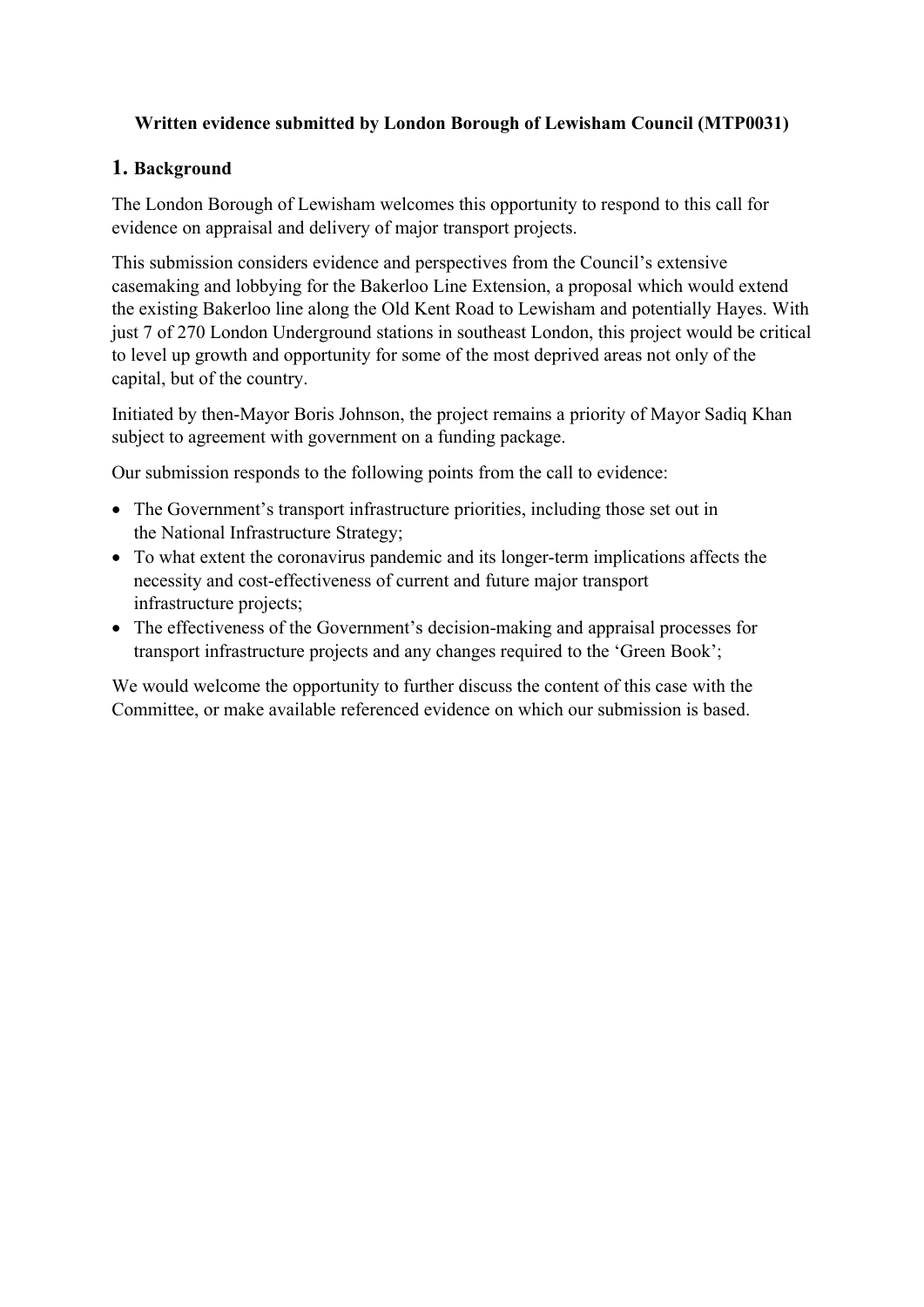**Written evidence submitted by London Borough of Lewisham Council (MTP0031)**

## 1. Background

The London Borough of Lewisham welcomes this opportunity to respond to this call for evidence on appraisal and delivery of major transport projects.

This submission considers evidence and perspectives from the Council's extensive casemaking and lobbying for the Bakerloo Line Extension, a proposal which would extend the existing Bakerloo line along the Old Kent Road to Lewisham and potentially Hayes. With just 7 of 270 London Underground stations in southeast London, this project would be critical to level up growth and opportunity for some of the most deprived areas not only of the capital, but of the country.

Initiated by then-Mayor Boris Johnson, the project remains a priority of Mayor Sadiq Khan subject to agreement with government on a funding package.

Our submission responds to the following points from the call to evidence:

- The Government's transport infrastructure priorities, including those set out in the National Infrastructure Strategy;
- To what extent the coronavirus pandemic and its longer-term implications affects the necessity and cost-effectiveness of current and future major transport infrastructure projects;
- The effectiveness of the Government's decision-making and appraisal processes for transport infrastructure projects and any changes required to the 'Green Book';

We would welcome the opportunity to further discuss the content of this case with the Committee, or make available referenced evidence on which our submission is based.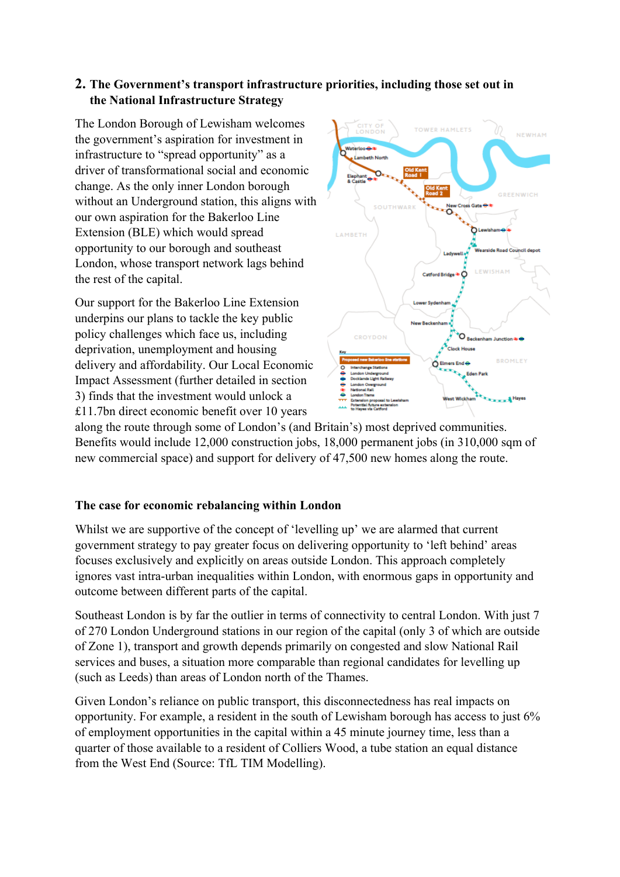## 2. The Government's transport infrastructure priorities, including those set out in the National Infrastructure Strategy

The London Borough of Lewisham welcomes the government's aspiration for investment in infrastructure to "spread opportunity" as a driver of transformational social and economic change. As the only inner London borough without an Underground station, this aligns with our own aspiration for the Bakerloo Line Extension (BLE) which would spread opportunity to our borough and southeast London, whose transport network lags behind the rest of the capital.

Our support for the Bakerloo Line Extension underpins our plans to tackle the key public policy challenges which face us, including deprivation, unemployment and housing delivery and affordability. Our Local Economic Impact Assessment (further detailed in section 3) finds that the investment would unlock a £11.7bn direct economic benefit over 10 years along the route through some of London's (and Britain's) most deprived communities. Benefits would include 12,000 construction jobs, 18,000 permanent jobs (in 310,000 sqm of new commercial space) and support for delivery of 47,500 new homes along the route.

### The case for economic rebalancing within London

Whilst we are supportive of the concept of 'levelling up' we are alarmed that current government strategy to pay greater focus on delivering opportunity to 'left behind' areas focuses exclusively and explicitly on areas outside London. This approach completely ignores vast intra-urban inequalities within London, with enormous gaps in opportunity and outcome between different parts of the capital.

Southeast London is by far the outlier in terms of connectivity to central London. With just 7 of 270 London Underground stations in our region of the capital (only 3 of which are outside of Zone 1), transport and growth depends primarily on congested and slow National Rail services and buses, a situation more comparable than regional candidates for levelling up (such as Leeds) than areas of London north of the Thames.

Given London's reliance on public transport, this disconnectedness has real impacts on opportunity. For example, a resident in the south of Lewisham borough has access to just 6% of employment opportunities in the capital within a 45 minute journey time, less than a quarter of those available to a resident of Colliers Wood, a tube station an equal distance from the West End (Source: TfL TIM Modelling).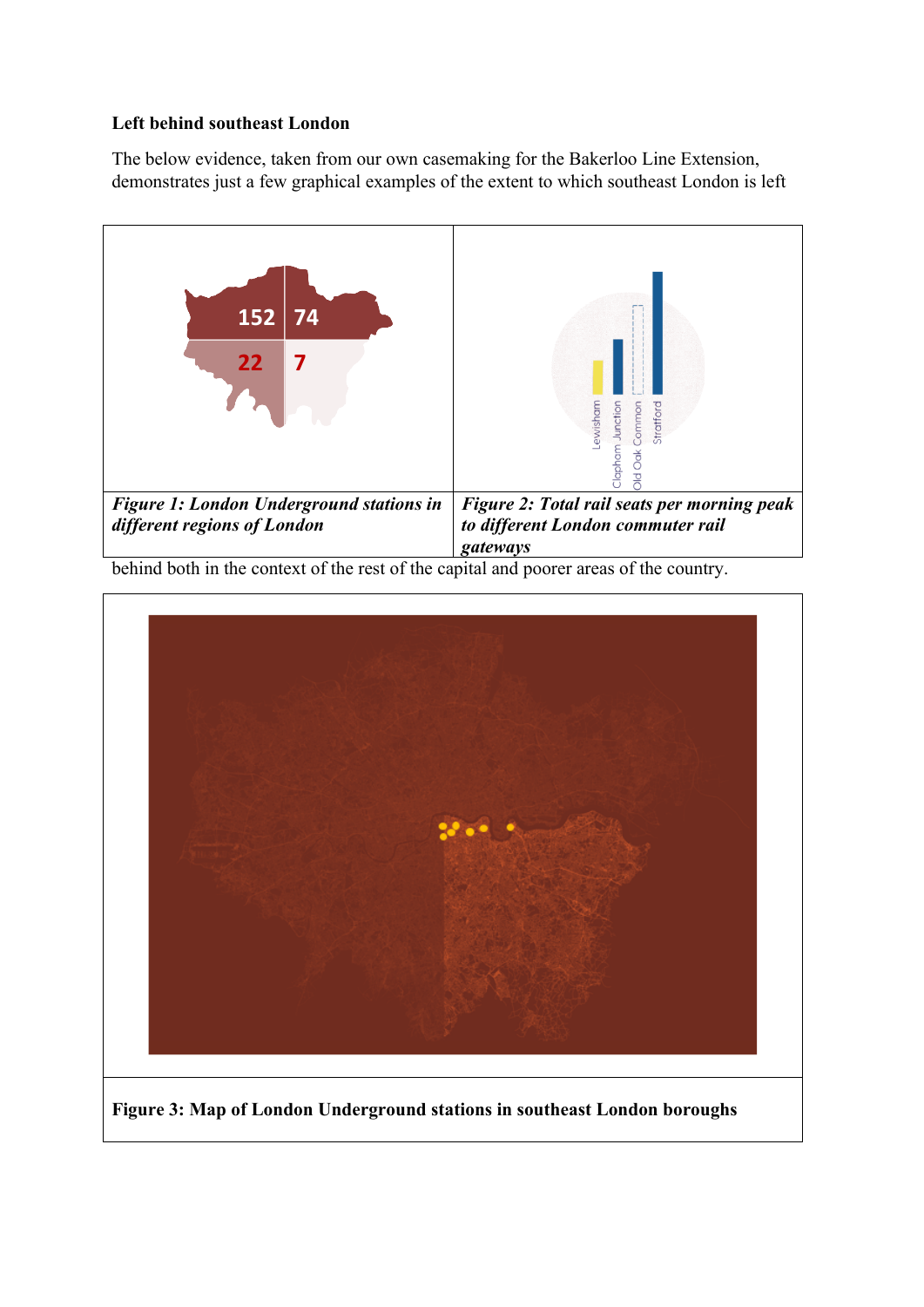**Left behind southeast London**

The below evidence, taken from our own casemaking for the Bakerloo Line Extension, demonstrates just a few graphical examples of the extent to which southeast London is left behind both in the context of the rest of the capital and poorer areas of the country.

| *Figure 1: London Underground stations in different regions of London* | *Figure 2: Total rail seats per morning peak to different London commuter rail gateways* |
|---|---|

**Figure 3: Map of London Underground stations in southeast London boroughs**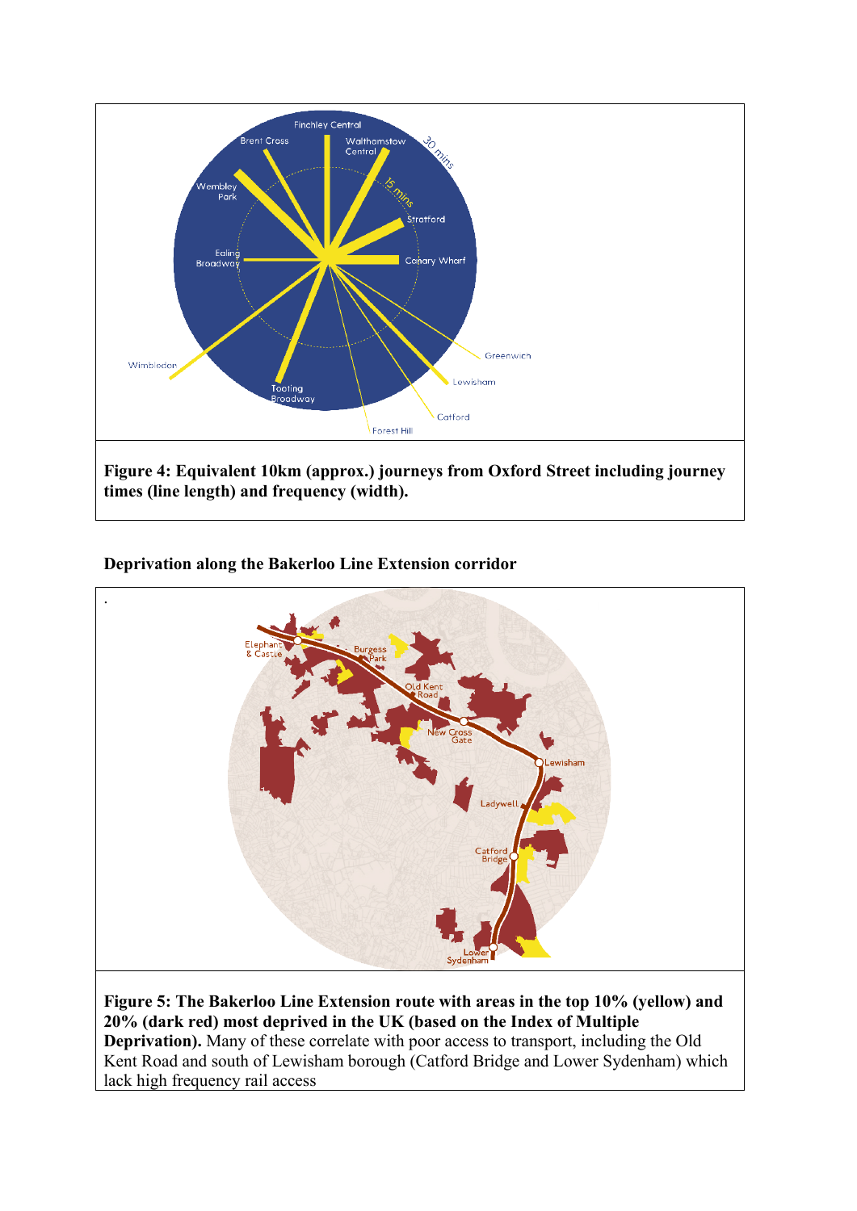**Figure 4: Equivalent 10km (approx.) journeys from Oxford Street including journey times (line length) and frequency (width).**

**Deprivation along the Bakerloo Line Extension corridor**

**Figure 5: The Bakerloo Line Extension route with areas in the top 10% (yellow) and 20% (dark red) most deprived in the UK (based on the Index of Multiple Deprivation).** Many of these correlate with poor access to transport, including the Old Kent Road and south of Lewisham borough (Catford Bridge and Lower Sydenham) which lack high frequency rail access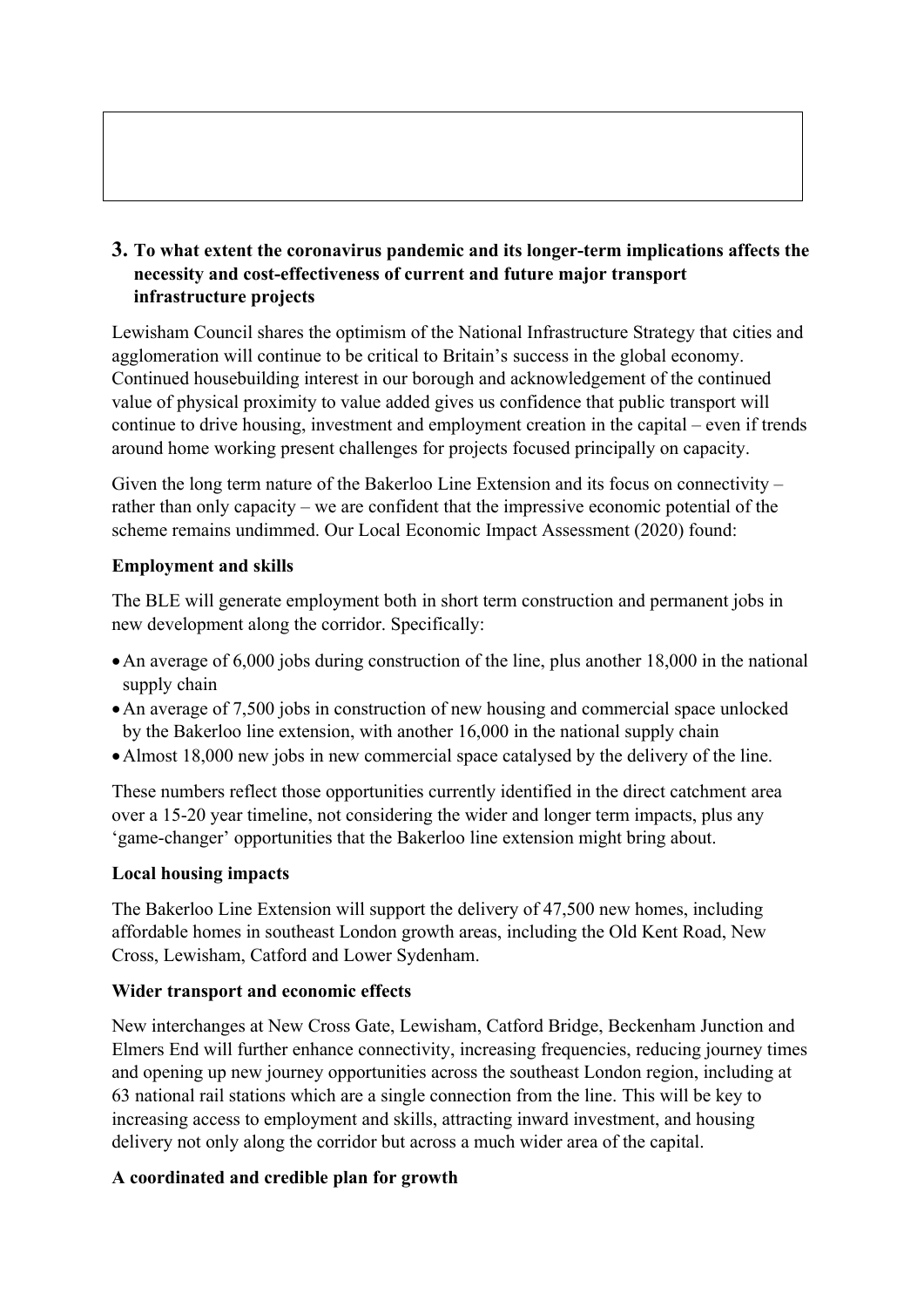## 3. To what extent the coronavirus pandemic and its longer-term implications affects the necessity and cost-effectiveness of current and future major transport infrastructure projects

Lewisham Council shares the optimism of the National Infrastructure Strategy that cities and agglomeration will continue to be critical to Britain's success in the global economy. Continued housebuilding interest in our borough and acknowledgement of the continued value of physical proximity to value added gives us confidence that public transport will continue to drive housing, investment and employment creation in the capital – even if trends around home working present challenges for projects focused principally on capacity.

Given the long term nature of the Bakerloo Line Extension and its focus on connectivity – rather than only capacity – we are confident that the impressive economic potential of the scheme remains undimmed. Our Local Economic Impact Assessment (2020) found:

**Employment and skills**

The BLE will generate employment both in short term construction and permanent jobs in new development along the corridor. Specifically:

- An average of 6,000 jobs during construction of the line, plus another 18,000 in the national supply chain
- An average of 7,500 jobs in construction of new housing and commercial space unlocked by the Bakerloo line extension, with another 16,000 in the national supply chain
- Almost 18,000 new jobs in new commercial space catalysed by the delivery of the line.

These numbers reflect those opportunities currently identified in the direct catchment area over a 15-20 year timeline, not considering the wider and longer term impacts, plus any 'game-changer' opportunities that the Bakerloo line extension might bring about.

**Local housing impacts**

The Bakerloo Line Extension will support the delivery of 47,500 new homes, including affordable homes in southeast London growth areas, including the Old Kent Road, New Cross, Lewisham, Catford and Lower Sydenham.

**Wider transport and economic effects**

New interchanges at New Cross Gate, Lewisham, Catford Bridge, Beckenham Junction and Elmers End will further enhance connectivity, increasing frequencies, reducing journey times and opening up new journey opportunities across the southeast London region, including at 63 national rail stations which are a single connection from the line. This will be key to increasing access to employment and skills, attracting inward investment, and housing delivery not only along the corridor but across a much wider area of the capital.

**A coordinated and credible plan for growth**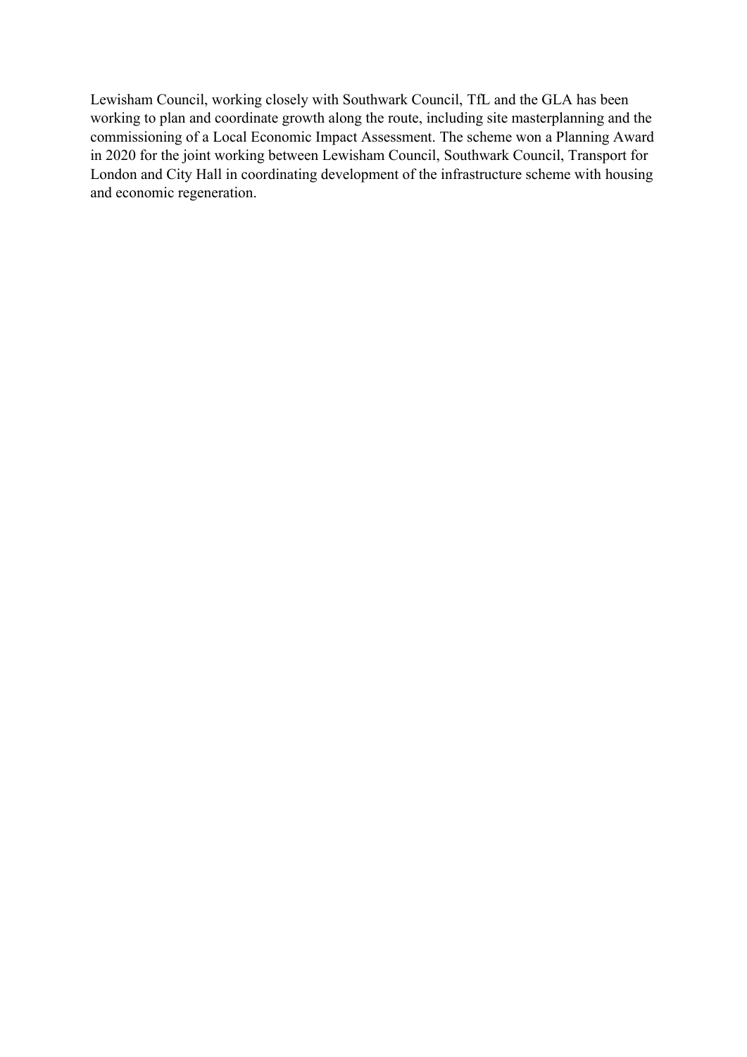Lewisham Council, working closely with Southwark Council, TfL and the GLA has been working to plan and coordinate growth along the route, including site masterplanning and the commissioning of a Local Economic Impact Assessment. The scheme won a Planning Award in 2020 for the joint working between Lewisham Council, Southwark Council, Transport for London and City Hall in coordinating development of the infrastructure scheme with housing and economic regeneration.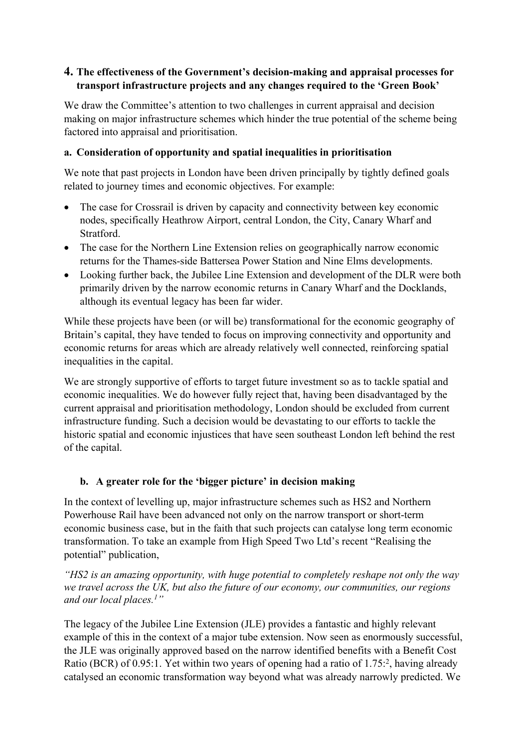## 4. The effectiveness of the Government's decision-making and appraisal processes for transport infrastructure projects and any changes required to the 'Green Book'

We draw the Committee's attention to two challenges in current appraisal and decision making on major infrastructure schemes which hinder the true potential of the scheme being factored into appraisal and prioritisation.

### a. Consideration of opportunity and spatial inequalities in prioritisation

We note that past projects in London have been driven principally by tightly defined goals related to journey times and economic objectives. For example:

- The case for Crossrail is driven by capacity and connectivity between key economic nodes, specifically Heathrow Airport, central London, the City, Canary Wharf and Stratford.
- The case for the Northern Line Extension relies on geographically narrow economic returns for the Thames-side Battersea Power Station and Nine Elms developments.
- Looking further back, the Jubilee Line Extension and development of the DLR were both primarily driven by the narrow economic returns in Canary Wharf and the Docklands, although its eventual legacy has been far wider.

While these projects have been (or will be) transformational for the economic geography of Britain's capital, they have tended to focus on improving connectivity and opportunity and economic returns for areas which are already relatively well connected, reinforcing spatial inequalities in the capital.

We are strongly supportive of efforts to target future investment so as to tackle spatial and economic inequalities. We do however fully reject that, having been disadvantaged by the current appraisal and prioritisation methodology, London should be excluded from current infrastructure funding. Such a decision would be devastating to our efforts to tackle the historic spatial and economic injustices that have seen southeast London left behind the rest of the capital.

### b. A greater role for the 'bigger picture' in decision making

In the context of levelling up, major infrastructure schemes such as HS2 and Northern Powerhouse Rail have been advanced not only on the narrow transport or short-term economic business case, but in the faith that such projects can catalyse long term economic transformation. To take an example from High Speed Two Ltd's recent "Realising the potential" publication,

*"HS2 is an amazing opportunity, with huge potential to completely reshape not only the way we travel across the UK, but also the future of our economy, our communities, our regions and our local places.[1]"*

The legacy of the Jubilee Line Extension (JLE) provides a fantastic and highly relevant example of this in the context of a major tube extension. Now seen as enormously successful, the JLE was originally approved based on the narrow identified benefits with a Benefit Cost Ratio (BCR) of 0.95:1. Yet within two years of opening had a ratio of 1.75:[2], having already catalysed an economic transformation way beyond what was already narrowly predicted. We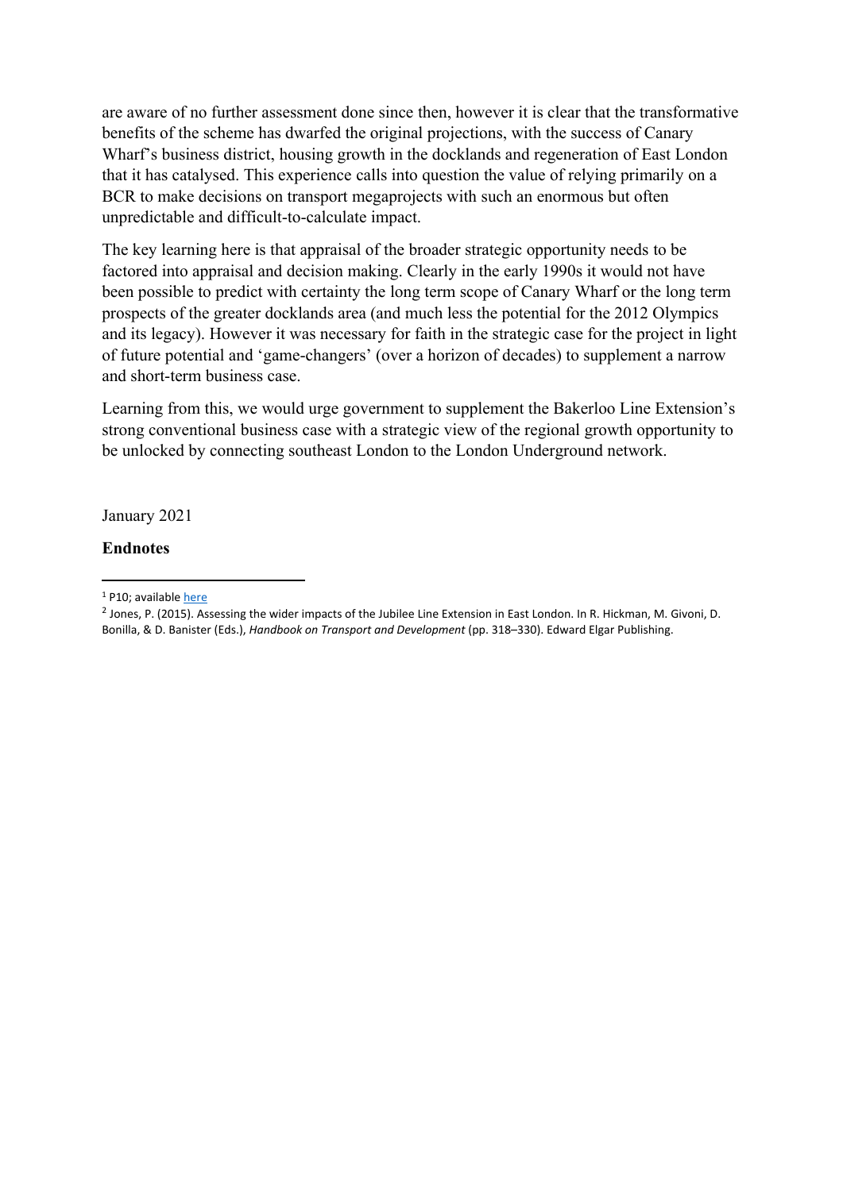are aware of no further assessment done since then, however it is clear that the transformative benefits of the scheme has dwarfed the original projections, with the success of Canary Wharf's business district, housing growth in the docklands and regeneration of East London that it has catalysed. This experience calls into question the value of relying primarily on a BCR to make decisions on transport megaprojects with such an enormous but often unpredictable and difficult-to-calculate impact.

The key learning here is that appraisal of the broader strategic opportunity needs to be factored into appraisal and decision making. Clearly in the early 1990s it would not have been possible to predict with certainty the long term scope of Canary Wharf or the long term prospects of the greater docklands area (and much less the potential for the 2012 Olympics and its legacy). However it was necessary for faith in the strategic case for the project in light of future potential and 'game-changers' (over a horizon of decades) to supplement a narrow and short-term business case.

Learning from this, we would urge government to supplement the Bakerloo Line Extension's strong conventional business case with a strategic view of the regional growth opportunity to be unlocked by connecting southeast London to the London Underground network.

January 2021

**Endnotes**

[1] P10; available here

[2] Jones, P. (2015). Assessing the wider impacts of the Jubilee Line Extension in East London. In R. Hickman, M. Givoni, D. Bonilla, & D. Banister (Eds.), *Handbook on Transport and Development* (pp. 318–330). Edward Elgar Publishing.